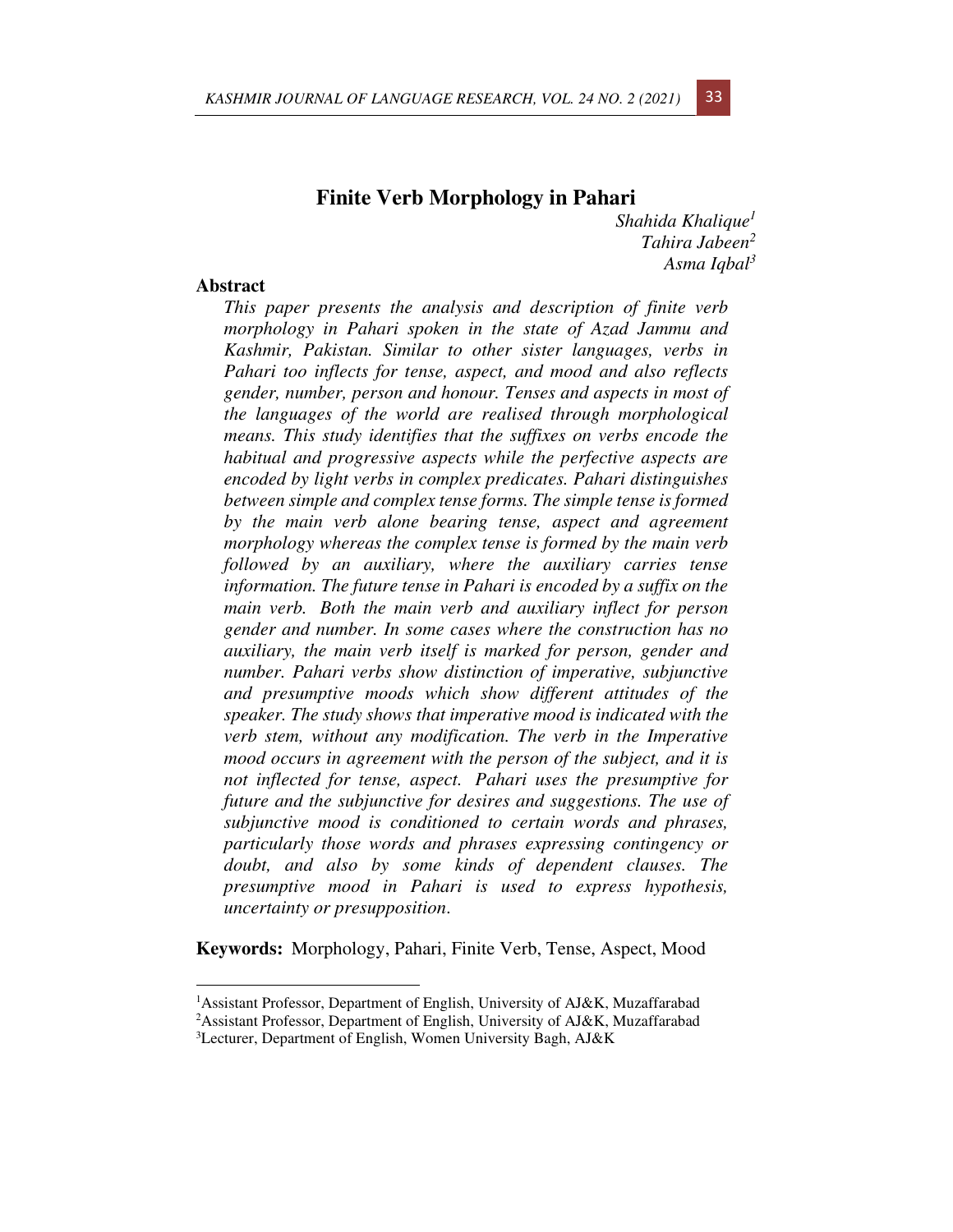# Finite Verb Morphology in Pahari

*Shahida Khalique*[1]
*Tahira Jabeen*[2]
*Asma Iqbal*[3]

## Abstract

*This paper presents the analysis and description of finite verb morphology in Pahari spoken in the state of Azad Jammu and Kashmir, Pakistan. Similar to other sister languages, verbs in Pahari too inflects for tense, aspect, and mood and also reflects gender, number, person and honour. Tenses and aspects in most of the languages of the world are realised through morphological means. This study identifies that the suffixes on verbs encode the habitual and progressive aspects while the perfective aspects are encoded by light verbs in complex predicates. Pahari distinguishes between simple and complex tense forms. The simple tense is formed by the main verb alone bearing tense, aspect and agreement morphology whereas the complex tense is formed by the main verb followed by an auxiliary, where the auxiliary carries tense information. The future tense in Pahari is encoded by a suffix on the main verb. Both the main verb and auxiliary inflect for person gender and number. In some cases where the construction has no auxiliary, the main verb itself is marked for person, gender and number. Pahari verbs show distinction of imperative, subjunctive and presumptive moods which show different attitudes of the speaker. The study shows that imperative mood is indicated with the verb stem, without any modification. The verb in the Imperative mood occurs in agreement with the person of the subject, and it is not inflected for tense, aspect. Pahari uses the presumptive for future and the subjunctive for desires and suggestions. The use of subjunctive mood is conditioned to certain words and phrases, particularly those words and phrases expressing contingency or doubt, and also by some kinds of dependent clauses. The presumptive mood in Pahari is used to express hypothesis, uncertainty or presupposition.*

**Keywords:** Morphology, Pahari, Finite Verb, Tense, Aspect, Mood

---

[1]Assistant Professor, Department of English, University of AJ&K, Muzaffarabad
[2]Assistant Professor, Department of English, University of AJ&K, Muzaffarabad
[3]Lecturer, Department of English, Women University Bagh, AJ&K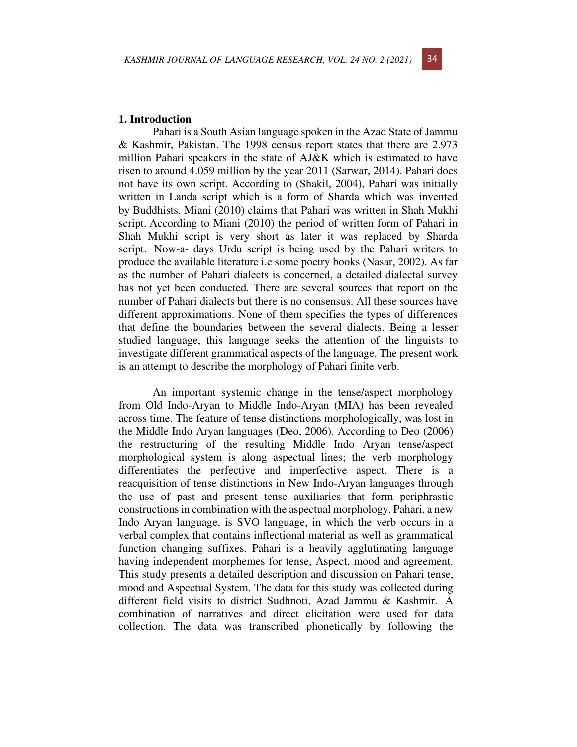## 1. Introduction

Pahari is a South Asian language spoken in the Azad State of Jammu & Kashmir, Pakistan. The 1998 census report states that there are 2.973 million Pahari speakers in the state of AJ&K which is estimated to have risen to around 4.059 million by the year 2011 (Sarwar, 2014). Pahari does not have its own script. According to (Shakil, 2004), Pahari was initially written in Landa script which is a form of Sharda which was invented by Buddhists. Miani (2010) claims that Pahari was written in Shah Mukhi script. According to Miani (2010) the period of written form of Pahari in Shah Mukhi script is very short as later it was replaced by Sharda script. Now-a- days Urdu script is being used by the Pahari writers to produce the available literature i.e some poetry books (Nasar, 2002). As far as the number of Pahari dialects is concerned, a detailed dialectal survey has not yet been conducted. There are several sources that report on the number of Pahari dialects but there is no consensus. All these sources have different approximations. None of them specifies the types of differences that define the boundaries between the several dialects. Being a lesser studied language, this language seeks the attention of the linguists to investigate different grammatical aspects of the language. The present work is an attempt to describe the morphology of Pahari finite verb.

An important systemic change in the tense/aspect morphology from Old Indo-Aryan to Middle Indo-Aryan (MIA) has been revealed across time. The feature of tense distinctions morphologically, was lost in the Middle Indo Aryan languages (Deo, 2006). According to Deo (2006) the restructuring of the resulting Middle Indo Aryan tense/aspect morphological system is along aspectual lines; the verb morphology differentiates the perfective and imperfective aspect. There is a reacquisition of tense distinctions in New Indo-Aryan languages through the use of past and present tense auxiliaries that form periphrastic constructions in combination with the aspectual morphology. Pahari, a new Indo Aryan language, is SVO language, in which the verb occurs in a verbal complex that contains inflectional material as well as grammatical function changing suffixes. Pahari is a heavily agglutinating language having independent morphemes for tense, Aspect, mood and agreement. This study presents a detailed description and discussion on Pahari tense, mood and Aspectual System. The data for this study was collected during different field visits to district Sudhnoti, Azad Jammu & Kashmir. A combination of narratives and direct elicitation were used for data collection. The data was transcribed phonetically by following the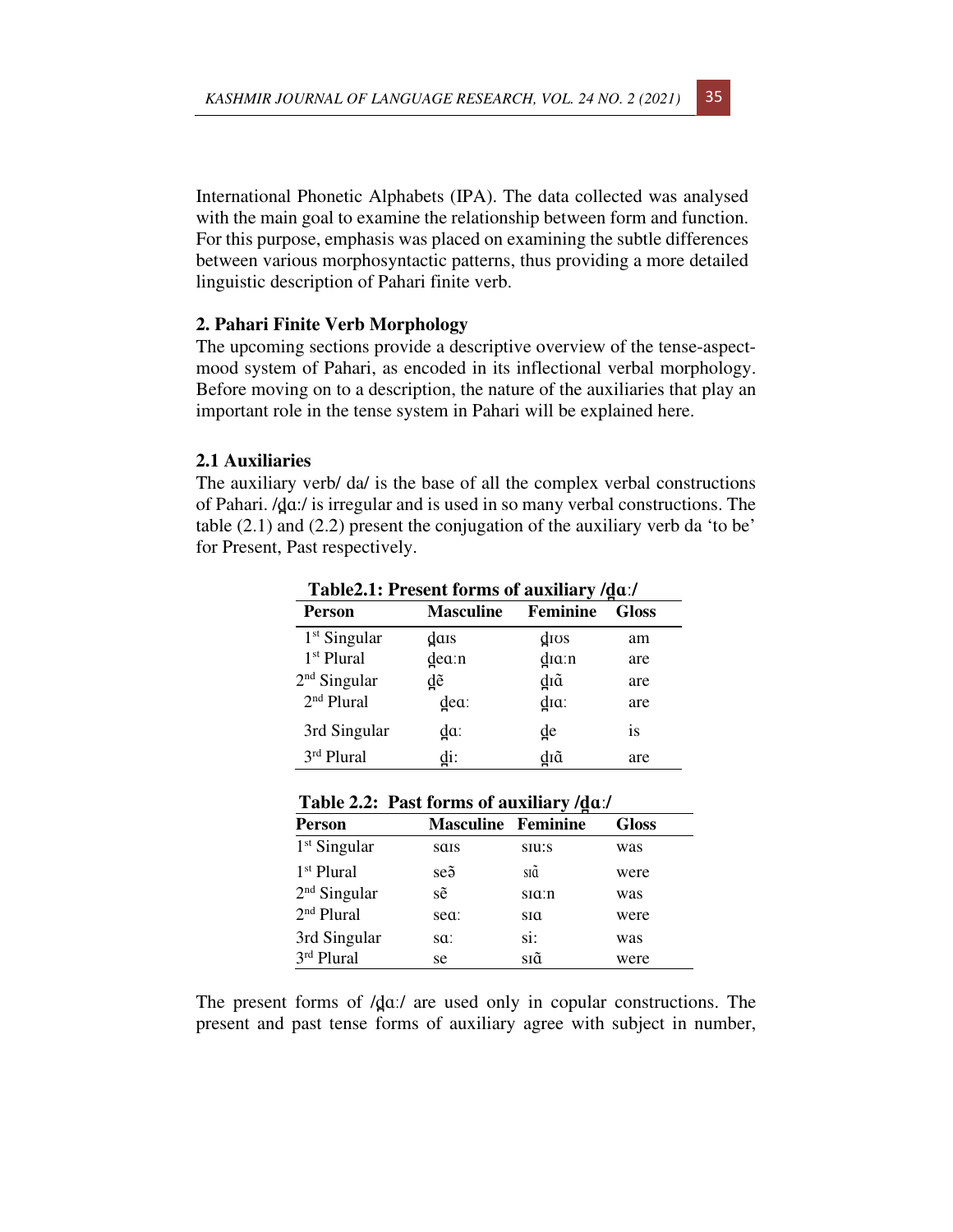International Phonetic Alphabets (IPA). The data collected was analysed with the main goal to examine the relationship between form and function. For this purpose, emphasis was placed on examining the subtle differences between various morphosyntactic patterns, thus providing a more detailed linguistic description of Pahari finite verb.

## 2. Pahari Finite Verb Morphology

The upcoming sections provide a descriptive overview of the tense-aspect-mood system of Pahari, as encoded in its inflectional verbal morphology. Before moving on to a description, the nature of the auxiliaries that play an important role in the tense system in Pahari will be explained here.

### 2.1 Auxiliaries

The auxiliary verb/ da/ is the base of all the complex verbal constructions of Pahari. /d̪ɑː/ is irregular and is used in so many verbal constructions. The table (2.1) and (2.2) present the conjugation of the auxiliary verb da 'to be' for Present, Past respectively.

**Table2.1: Present forms of auxiliary /d̪ɑː/**

| Person | Masculine | Feminine | Gloss |
|---|---|---|---|
| 1st Singular | d̪ɑɪs | d̪ɪʊs | am |
| 1st Plural | d̪eɑːn | d̪ɪɑːn | are |
| 2nd Singular | d̪ẽ | d̪ɪɑ̃ | are |
| 2nd Plural | d̪eɑː | d̪ɪɑː | are |
| 3rd Singular | d̪ɑː | d̪e | is |
| 3rd Plural | d̪iː | d̪ɪɑ̃ | are |

**Table 2.2: Past forms of auxiliary /d̪ɑː/**

| Person | Masculine | Feminine | Gloss |
|---|---|---|---|
| 1st Singular | sɑɪs | sɪuːs | was |
| 1st Plural | seə̃ | sɪɑ̃ | were |
| 2nd Singular | sẽ | sɪɑːn | was |
| 2nd Plural | seɑː | sɪɑ | were |
| 3rd Singular | sɑː | siː | was |
| 3rd Plural | se | sɪɑ̃ | were |

The present forms of /d̪ɑː/ are used only in copular constructions. The present and past tense forms of auxiliary agree with subject in number,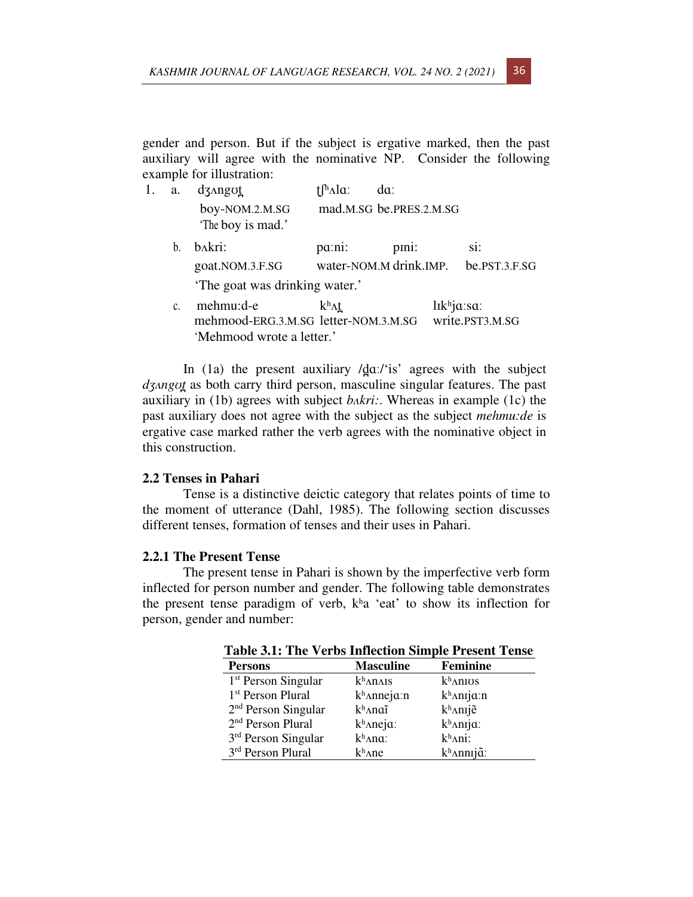gender and person. But if the subject is ergative marked, then the past auxiliary will agree with the nominative NP. Consider the following example for illustration:

1. a. dʒʌngʊʈ̪ ʧʰʌlɑ: dɑ:
   boy-NOM.2.M.SG mad.M.SG be.PRES.2.M.SG
   'The boy is mad.'

   b. bʌkri: pɑ:ni: pɪni: si:
   goat.NOM.3.F.SG water-NOM.M drink.IMP. be.PST.3.F.SG
   'The goat was drinking water.'

   c. mehmu:d-e kʰʌʈ̪ lɪkʰjɑ:sɑ:
   mehmood-ERG.3.M.SG letter-NOM.3.M.SG write.PST3.M.SG
   'Mehmood wrote a letter.'

In (1a) the present auxiliary /d̪ɑ:/'is' agrees with the subject *dʒʌngʊʈ̪* as both carry third person, masculine singular features. The past auxiliary in (1b) agrees with subject *bʌkri:*. Whereas in example (1c) the past auxiliary does not agree with the subject as the subject *mehmu:de* is ergative case marked rather the verb agrees with the nominative object in this construction.

### 2.2 Tenses in Pahari

Tense is a distinctive deictic category that relates points of time to the moment of utterance (Dahl, 1985). The following section discusses different tenses, formation of tenses and their uses in Pahari.

### 2.2.1 The Present Tense

The present tense in Pahari is shown by the imperfective verb form inflected for person number and gender. The following table demonstrates the present tense paradigm of verb, kʰa 'eat' to show its inflection for person, gender and number:

**Table 3.1: The Verbs Inflection Simple Present Tense**

| Persons | Masculine | Feminine |
|---|---|---|
| 1st Person Singular | kʰʌnʌɪs | kʰʌnɪʊs |
| 1st Person Plural | kʰʌnnejɑ:n | kʰʌnɪjɑ:n |
| 2nd Person Singular | kʰʌnaĩ | kʰʌnɪjẽ |
| 2nd Person Plural | kʰʌnejɑ: | kʰʌnɪjɑ: |
| 3rd Person Singular | kʰʌnɑ: | kʰʌni: |
| 3rd Person Plural | kʰʌne | kʰʌnnɪjɑ̃: |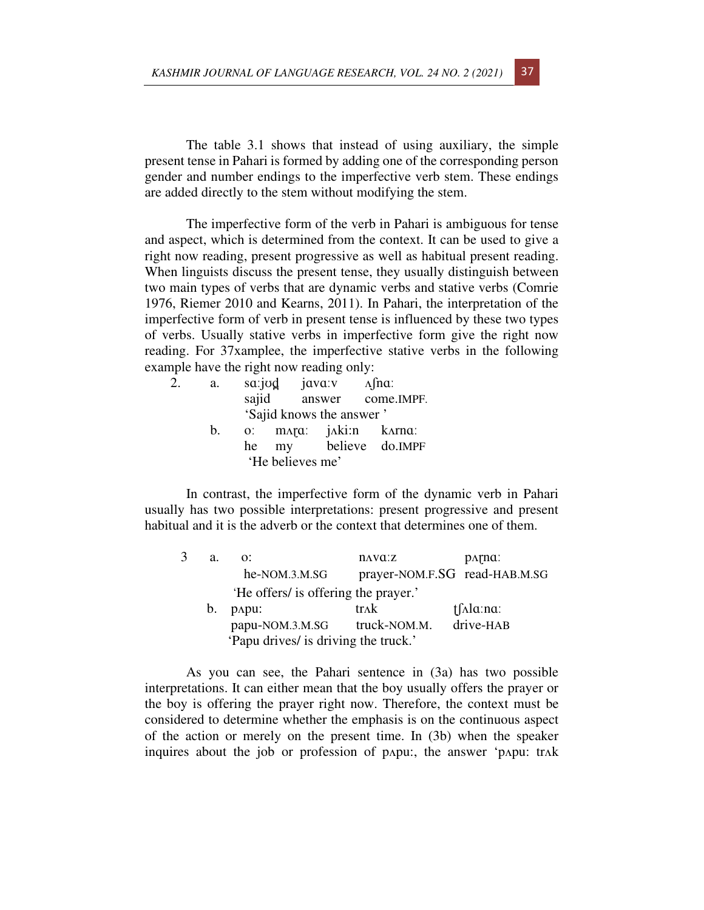The table 3.1 shows that instead of using auxiliary, the simple present tense in Pahari is formed by adding one of the corresponding person gender and number endings to the imperfective verb stem. These endings are added directly to the stem without modifying the stem.

The imperfective form of the verb in Pahari is ambiguous for tense and aspect, which is determined from the context. It can be used to give a right now reading, present progressive as well as habitual present reading. When linguists discuss the present tense, they usually distinguish between two main types of verbs that are dynamic verbs and stative verbs (Comrie 1976, Riemer 2010 and Kearns, 2011). In Pahari, the interpretation of the imperfective form of verb in present tense is influenced by these two types of verbs. Usually stative verbs in imperfective form give the right now reading. For 37xamplee, the imperfective stative verbs in the following example have the right now reading only:

2. a. sɑːjʊd̪ jɑvɑːv ʌʃnɑː
   sajid answer come.IMPF.
   'Sajid knows the answer '

   b. oː mʌɽɑː jʌkiːn kʌrnɑː
   he my believe do.IMPF
   'He believes me'

In contrast, the imperfective form of the dynamic verb in Pahari usually has two possible interpretations: present progressive and present habitual and it is the adverb or the context that determines one of them.

3 a. oː nʌvɑːz pʌɽnɑː
   he-NOM.3.M.SG prayer-NOM.F.SG read-HAB.M.SG
   'He offers/ is offering the prayer.'

   b. pʌpuː trʌk tʃʌlɑːnɑː
   papu-NOM.3.M.SG truck-NOM.M. drive-HAB
   'Papu drives/ is driving the truck.'

As you can see, the Pahari sentence in (3a) has two possible interpretations. It can either mean that the boy usually offers the prayer or the boy is offering the prayer right now. Therefore, the context must be considered to determine whether the emphasis is on the continuous aspect of the action or merely on the present time. In (3b) when the speaker inquires about the job or profession of pʌpuː, the answer 'pʌpuː trʌk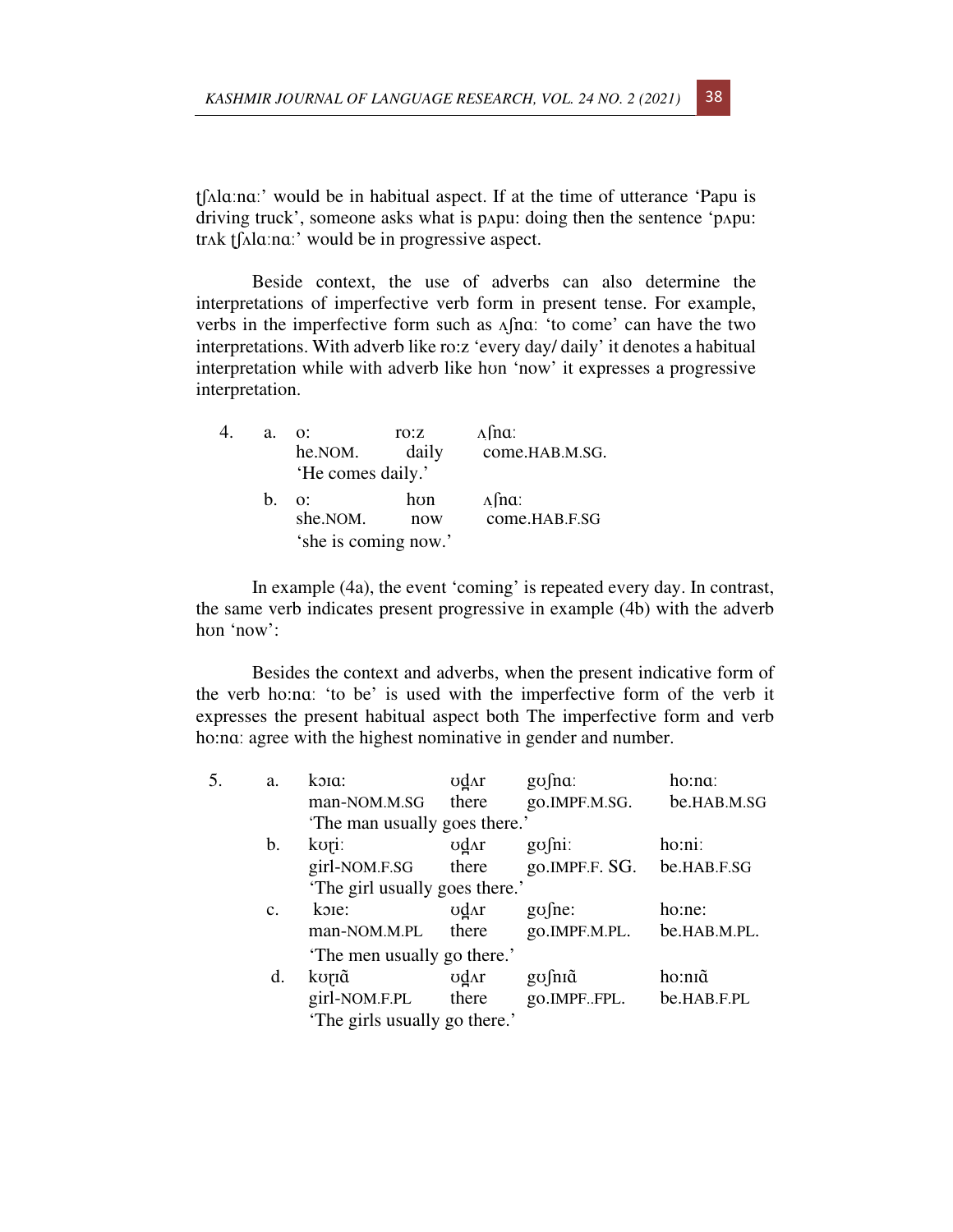ʧʌlɑːnɑː' would be in habitual aspect. If at the time of utterance 'Papu is driving truck', someone asks what is pʌpu: doing then the sentence 'pʌpu: trʌk ʧʌlɑːnɑː' would be in progressive aspect.

Beside context, the use of adverbs can also determine the interpretations of imperfective verb form in present tense. For example, verbs in the imperfective form such as ʌʃnɑː 'to come' can have the two interpretations. With adverb like ro:z 'every day/ daily' it denotes a habitual interpretation while with adverb like hʊn 'now' it expresses a progressive interpretation.

4. a. o: ro:z ʌʃnɑː
   he.NOM. daily come.HAB.M.SG.
   'He comes daily.'

   b. o: hʊn ʌʃnɑː
   she.NOM. now come.HAB.F.SG
   'she is coming now.'

In example (4a), the event 'coming' is repeated every day. In contrast, the same verb indicates present progressive in example (4b) with the adverb hʊn 'now':

Besides the context and adverbs, when the present indicative form of the verb ho:nɑː 'to be' is used with the imperfective form of the verb it expresses the present habitual aspect both The imperfective form and verb ho:nɑː agree with the highest nominative in gender and number.

5. a. kɔɪɑː ʊd̪ʌr gʊʃnɑː ho:nɑː
   man-NOM.M.SG there go.IMPF.M.SG. be.HAB.M.SG
   'The man usually goes there.'

   b. kʊɽiː ʊd̪ʌr gʊʃniː ho:niː
   girl-NOM.F.SG there go.IMPF.F. SG. be.HAB.F.SG
   'The girl usually goes there.'

   c. kɔɪe: ʊd̪ʌr gʊʃne: ho:ne:
   man-NOM.M.PL there go.IMPF.M.PL. be.HAB.M.PL.
   'The men usually go there.'

   d. kʊɽɪɑ̃ ʊd̪ʌr gʊʃnɪɑ̃ ho:nɪɑ̃
   girl-NOM.F.PL there go.IMPF..FPL. be.HAB.F.PL
   'The girls usually go there.'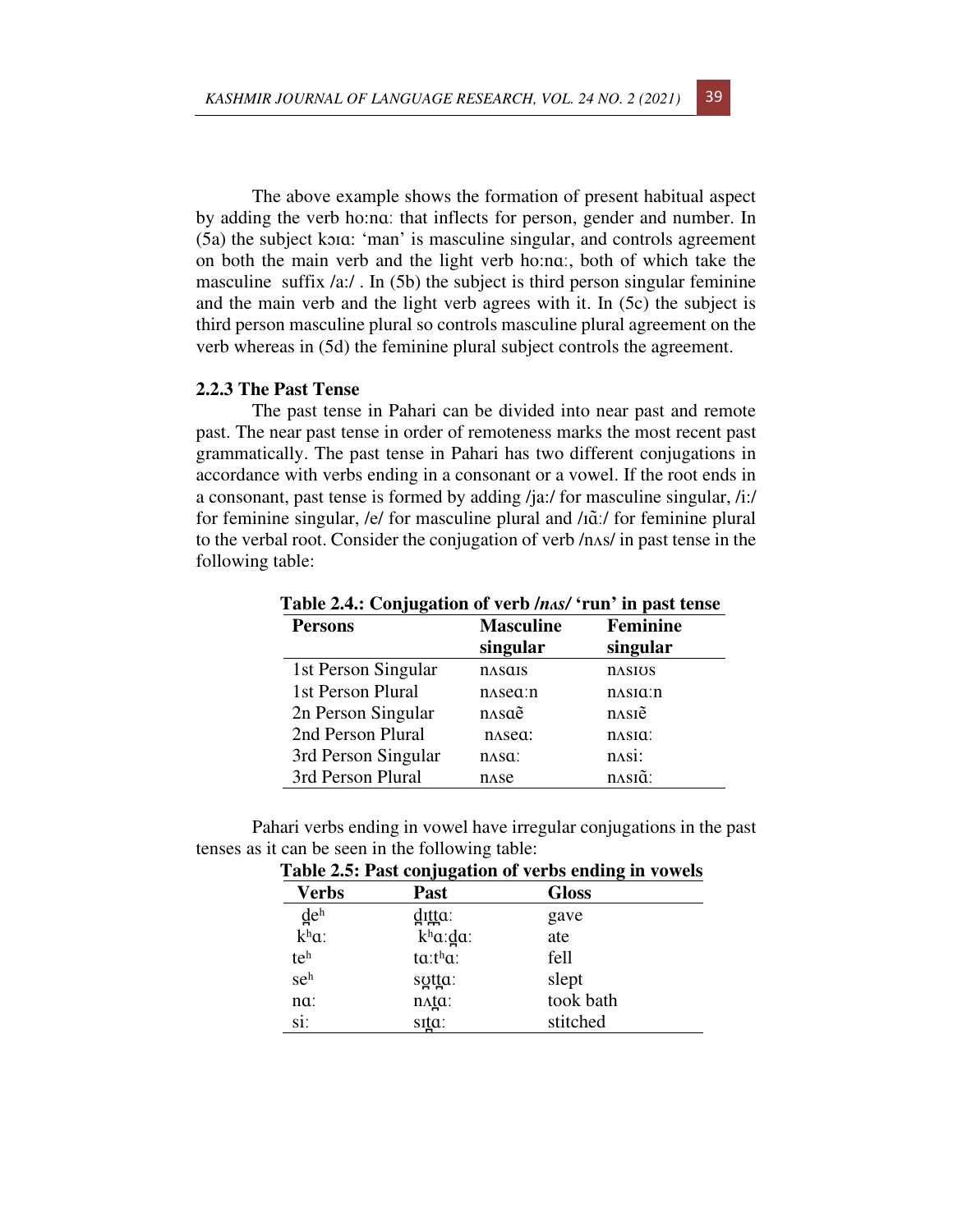The above example shows the formation of present habitual aspect by adding the verb ho:nɑ: that inflects for person, gender and number. In (5a) the subject kɔɪɑ: 'man' is masculine singular, and controls agreement on both the main verb and the light verb ho:nɑ:, both of which take the masculine suffix /a:/ . In (5b) the subject is third person singular feminine and the main verb and the light verb agrees with it. In (5c) the subject is third person masculine plural so controls masculine plural agreement on the verb whereas in (5d) the feminine plural subject controls the agreement.

### 2.2.3 The Past Tense

The past tense in Pahari can be divided into near past and remote past. The near past tense in order of remoteness marks the most recent past grammatically. The past tense in Pahari has two different conjugations in accordance with verbs ending in a consonant or a vowel. If the root ends in a consonant, past tense is formed by adding /ja:/ for masculine singular, /i:/ for feminine singular, /e/ for masculine plural and /ɪɑ̃:/ for feminine plural to the verbal root. Consider the conjugation of verb /nʌs/ in past tense in the following table:

**Table 2.4.: Conjugation of verb /*nʌs*/ 'run' in past tense**

| Persons | Masculine singular | Feminine singular |
|---|---|---|
| 1st Person Singular | nʌsɑɪs | nʌsɪʊs |
| 1st Person Plural | nʌseɑ:n | nʌsɪɑ:n |
| 2n Person Singular | nʌsɑẽ | nʌsɪẽ |
| 2nd Person Plural | nʌseɑ: | nʌsɪɑ: |
| 3rd Person Singular | nʌsɑ: | nʌsi: |
| 3rd Person Plural | nʌse | nʌsɪɑ̃: |

Pahari verbs ending in vowel have irregular conjugations in the past tenses as it can be seen in the following table:

**Table 2.5: Past conjugation of verbs ending in vowels**

| Verbs | Past | Gloss |
|---|---|---|
| d̪eʰ | d̪ɪt̪t̪ɑ: | gave |
| kʰɑ: | kʰɑ:d̪ɑ: | ate |
| teʰ | tɑ:tʰɑ: | fell |
| seʰ | sʊt̪t̪ɑ: | slept |
| nɑ: | nʌt̪ɑ: | took bath |
| si: | sɪt̪ɑ: | stitched |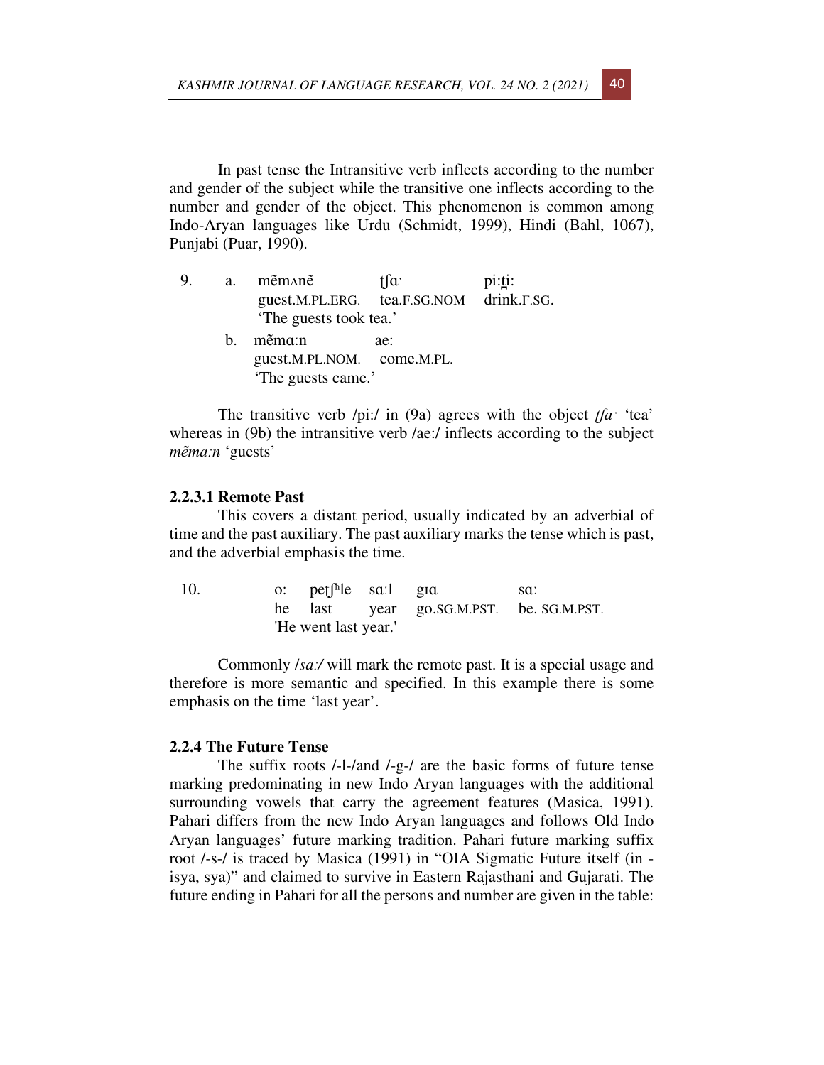In past tense the Intransitive verb inflects according to the number and gender of the subject while the transitive one inflects according to the number and gender of the object. This phenomenon is common among Indo-Aryan languages like Urdu (Schmidt, 1999), Hindi (Bahl, 1067), Punjabi (Puar, 1990).

9. a. mẽmʌnẽ tʃɑˑ pi:t̪i:
   guest.M.PL.ERG. tea.F.SG.NOM drink.F.SG.
   'The guests took tea.'

   b. mẽmɑːn ae:
   guest.M.PL.NOM. come.M.PL.
   'The guests came.'

The transitive verb /pi:/ in (9a) agrees with the object *tʃaˑ* 'tea' whereas in (9b) the intransitive verb /ae:/ inflects according to the subject *mẽmaːn* 'guests'

### 2.2.3.1 Remote Past

This covers a distant period, usually indicated by an adverbial of time and the past auxiliary. The past auxiliary marks the tense which is past, and the adverbial emphasis the time.

10. o: pet̪ʃʰle sɑːl gɪɑ sɑː
    he last year go.SG.M.PST. be. SG.M.PST.
    'He went last year.'

Commonly /*saː*/ will mark the remote past. It is a special usage and therefore is more semantic and specified. In this example there is some emphasis on the time 'last year'.

### 2.2.4 The Future Tense

The suffix roots /-l-/and /-g-/ are the basic forms of future tense marking predominating in new Indo Aryan languages with the additional surrounding vowels that carry the agreement features (Masica, 1991). Pahari differs from the new Indo Aryan languages and follows Old Indo Aryan languages' future marking tradition. Pahari future marking suffix root /-s-/ is traced by Masica (1991) in "OIA Sigmatic Future itself (in -isya, sya)" and claimed to survive in Eastern Rajasthani and Gujarati. The future ending in Pahari for all the persons and number are given in the table: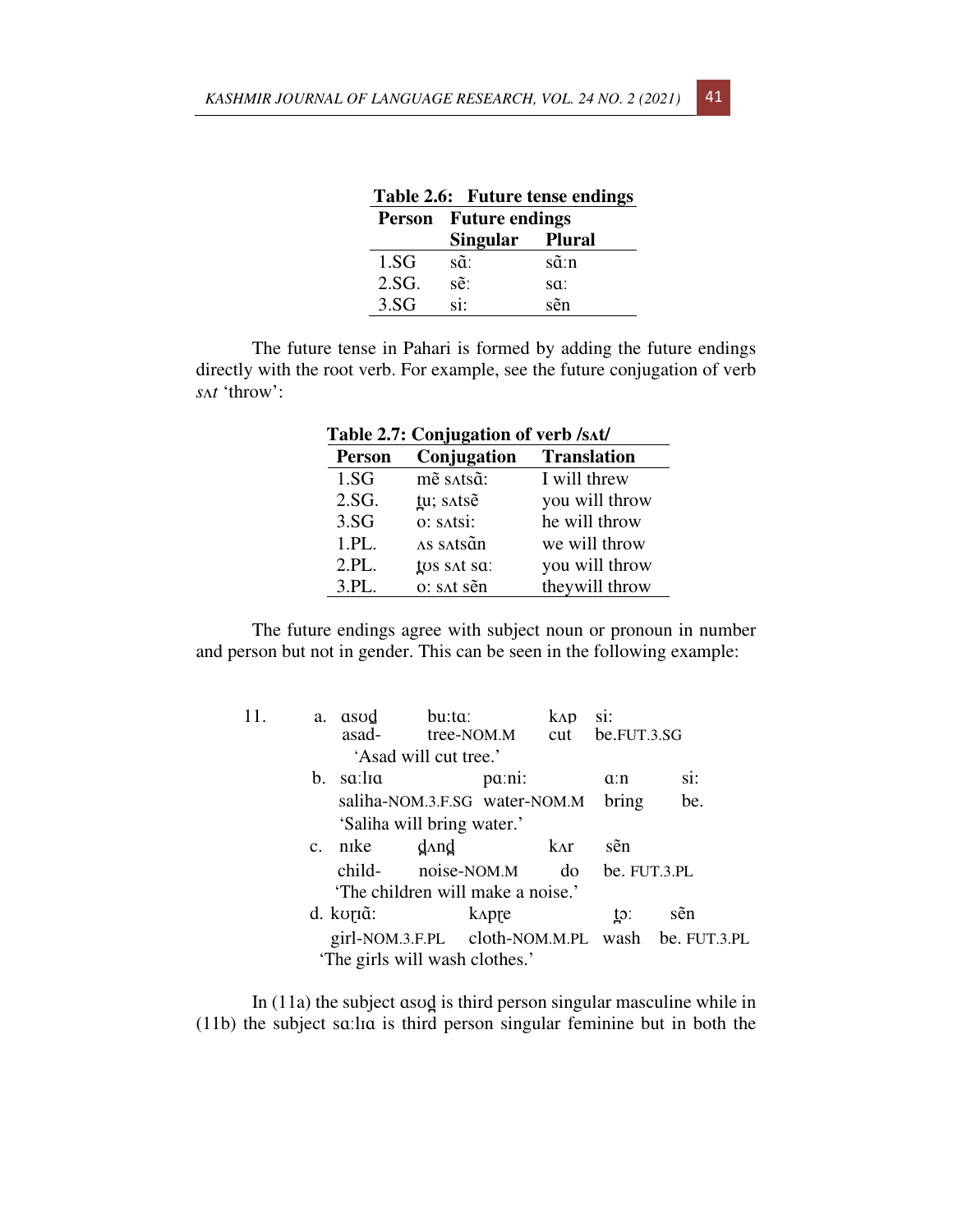**Table 2.6: Future tense endings**

| Person | Future endings | |
|---|---|---|
| | **Singular** | **Plural** |
| 1.SG | sɑ̃: | sɑ̃:n |
| 2.SG. | sẽ: | sɑ: |
| 3.SG | si: | sẽn |

The future tense in Pahari is formed by adding the future endings directly with the root verb. For example, see the future conjugation of verb *sʌt* 'throw':

**Table 2.7: Conjugation of verb /sʌt/**

| Person | Conjugation | Translation |
|---|---|---|
| 1.SG | mẽ sʌtsɑ̃: | I will threw |
| 2.SG. | t̪u; sʌtsẽ | you will throw |
| 3.SG | o: sʌtsi: | he will throw |
| 1.PL. | ʌs sʌtsɑ̃n | we will throw |
| 2.PL. | t̪ʊs sʌt sɑ: | you will throw |
| 3.PL. | o: sʌt sẽn | theywill throw |

The future endings agree with subject noun or pronoun in number and person but not in gender. This can be seen in the following example:

11.
a. ɑsʊd̪ bu:tɑ: kʌp si:
   asad- tree-NOM.M cut be.FUT.3.SG
   'Asad will cut tree.'

b. sɑ:lıɑ pɑ:ni: ɑ:n si:
   saliha-NOM.3.F.SG water-NOM.M bring be.
   'Saliha will bring water.'

c. nıke d̪ʌnd̪ kʌr sẽn
   child- noise-NOM.M do be. FUT.3.PL
   'The children will make a noise.'

d. kʊɽıɑ̃: kʌpɽe t̪ɔ: sẽn
   girl-NOM.3.F.PL cloth-NOM.M.PL wash be. FUT.3.PL
   'The girls will wash clothes.'

In (11a) the subject ɑsʊd̪ is third person singular masculine while in (11b) the subject sɑ:lıɑ is third person singular feminine but in both the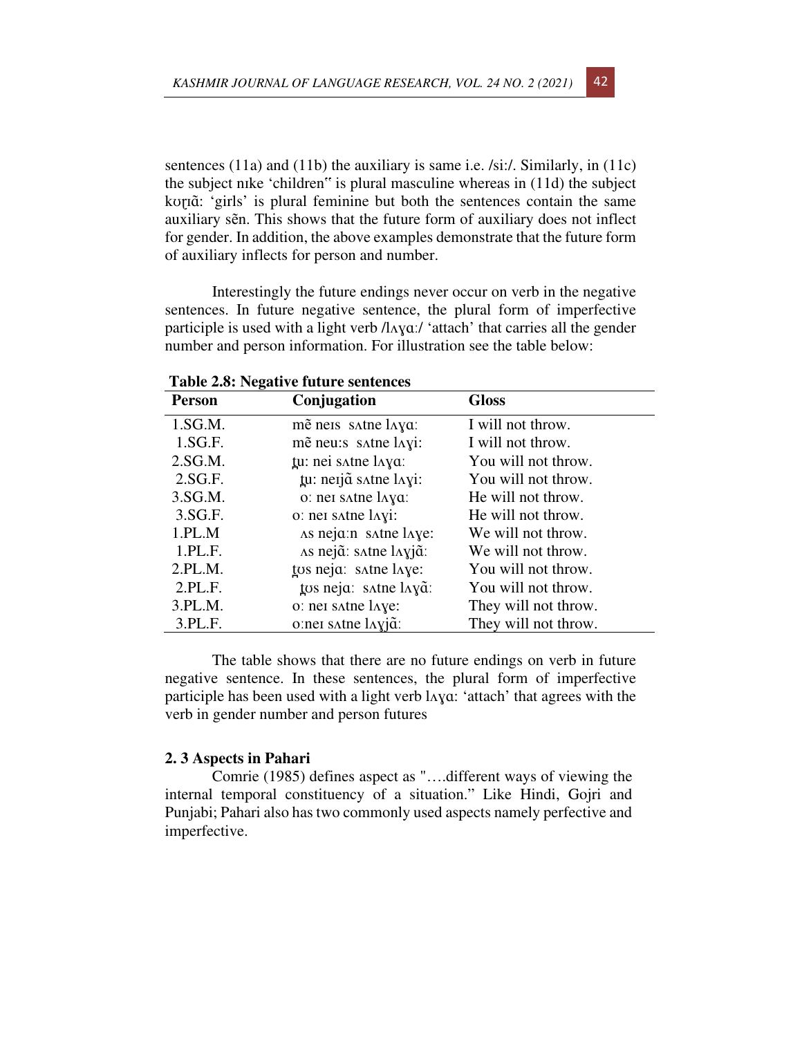sentences (11a) and (11b) the auxiliary is same i.e. /si:/. Similarly, in (11c) the subject nɪke 'children‟ is plural masculine whereas in (11d) the subject kʊɽɪɑ̃: 'girls' is plural feminine but both the sentences contain the same auxiliary sẽn. This shows that the future form of auxiliary does not inflect for gender. In addition, the above examples demonstrate that the future form of auxiliary inflects for person and number.

Interestingly the future endings never occur on verb in the negative sentences. In future negative sentence, the plural form of imperfective participle is used with a light verb /lʌɣɑ:/ 'attach' that carries all the gender number and person information. For illustration see the table below:

**Table 2.8: Negative future sentences**

| Person | Conjugation | Gloss |
|---|---|---|
| 1.SG.M. | mẽ neɪs sʌtne lʌɣɑ: | I will not throw. |
| 1.SG.F. | mẽ neu:s sʌtne lʌɣi: | I will not throw. |
| 2.SG.M. | t̪u: nei sʌtne lʌɣɑ: | You will not throw. |
| 2.SG.F. | t̪u: neɪjɑ̃ sʌtne lʌɣi: | You will not throw. |
| 3.SG.M. | o: neɪ sʌtne lʌɣɑ: | He will not throw. |
| 3.SG.F. | o: neɪ sʌtne lʌɣi: | He will not throw. |
| 1.PL.M | ʌs nejɑ:n sʌtne lʌɣe: | We will not throw. |
| 1.PL.F. | ʌs nejɑ̃: sʌtne lʌɣjɑ̃: | We will not throw. |
| 2.PL.M. | t̪ʊs nejɑ: sʌtne lʌɣe: | You will not throw. |
| 2.PL.F. | t̪ʊs nejɑ: sʌtne lʌɣɑ̃: | You will not throw. |
| 3.PL.M. | o: neɪ sʌtne lʌɣe: | They will not throw. |
| 3.PL.F. | o:neɪ sʌtne lʌɣjɑ̃: | They will not throw. |

The table shows that there are no future endings on verb in future negative sentence. In these sentences, the plural form of imperfective participle has been used with a light verb lʌɣɑ: 'attach' that agrees with the verb in gender number and person futures

## 2. 3 Aspects in Pahari

Comrie (1985) defines aspect as "….different ways of viewing the internal temporal constituency of a situation." Like Hindi, Gojri and Punjabi; Pahari also has two commonly used aspects namely perfective and imperfective.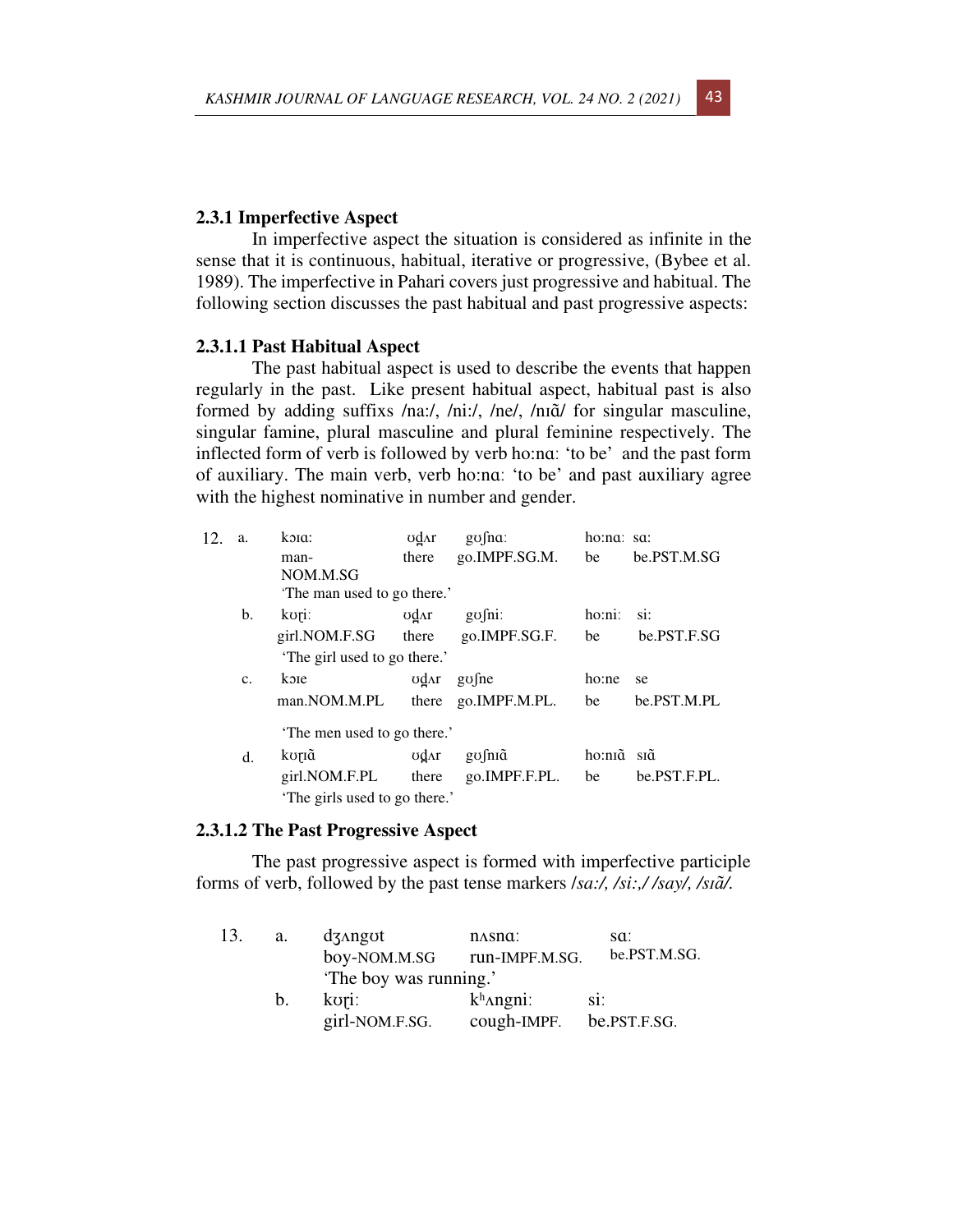### 2.3.1 Imperfective Aspect

In imperfective aspect the situation is considered as infinite in the sense that it is continuous, habitual, iterative or progressive, (Bybee et al. 1989). The imperfective in Pahari covers just progressive and habitual. The following section discusses the past habitual and past progressive aspects:

#### 2.3.1.1 Past Habitual Aspect

The past habitual aspect is used to describe the events that happen regularly in the past. Like present habitual aspect, habitual past is also formed by adding suffixs /na:/, /ni:/, /ne/, /nɪɑ̃/ for singular masculine, singular famine, plural masculine and plural feminine respectively. The inflected form of verb is followed by verb ho:nɑː 'to be' and the past form of auxiliary. The main verb, verb ho:nɑː 'to be' and past auxiliary agree with the highest nominative in number and gender.

12. a.

| kɔɪɑ: | ʊd̪ʌr | gʊʃnɑː | ho:nɑː | sɑ: |
|---|---|---|---|---|
| man-NOM.M.SG | there | go.IMPF.SG.M. | be | be.PST.M.SG |

'The man used to go there.'

b.

| kʊʈi: | ʊd̪ʌr | gʊʃni: | ho:ni: | si: |
|---|---|---|---|---|
| girl.NOM.F.SG | there | go.IMPF.SG.F. | be | be.PST.F.SG |

'The girl used to go there.'

c.

| kɔɪe | ʊd̪ʌr | gʊʃne | ho:ne | se |
|---|---|---|---|---|
| man.NOM.M.PL | there | go.IMPF.M.PL. | be | be.PST.M.PL |

'The men used to go there.'

d.

| kʊʈɪɑ̃ | ʊd̪ʌr | gʊʃnɪɑ̃ | ho:nɪɑ̃ | sɪɑ̃ |
|---|---|---|---|---|
| girl.NOM.F.PL | there | go.IMPF.F.PL. | be | be.PST.F.PL. |

'The girls used to go there.'

#### 2.3.1.2 The Past Progressive Aspect

The past progressive aspect is formed with imperfective participle forms of verb, followed by the past tense markers */sa:/, /si:,/ /say/, /sɪɑ̃/.*

13. a.

| dʒʌngʊt | nʌsnɑː | sɑː |
|---|---|---|
| boy-NOM.M.SG | run-IMPF.M.SG. | be.PST.M.SG. |

'The boy was running.'

b.

| kʊʈi: | kʰʌngni: | si: |
|---|---|---|
| girl-NOM.F.SG. | cough-IMPF. | be.PST.F.SG. |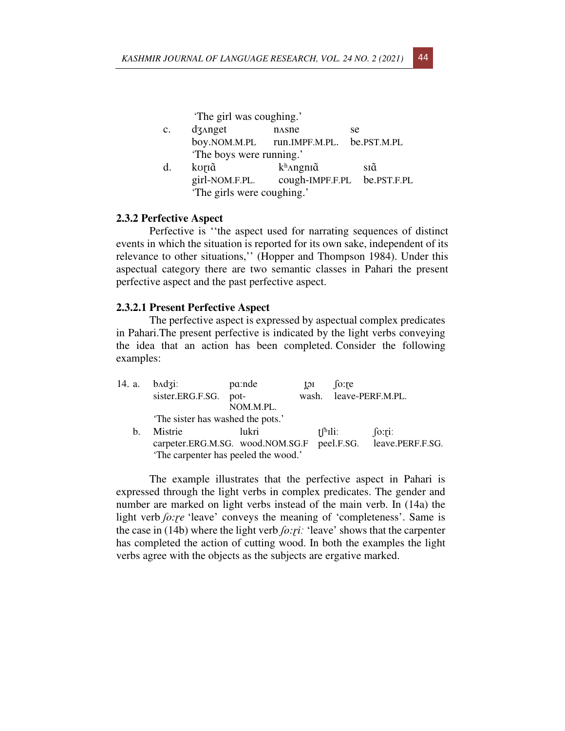'The girl was coughing.'

c. dʒʌnget nʌsne se
boy.NOM.M.PL run.IMPF.M.PL. be.PST.M.PL
'The boys were running.'

d. kʊɽiã kʰʌngnɪã sɪã
girl-NOM.F.PL. cough-IMPF.F.PL be.PST.F.PL
'The girls were coughing.'

### 2.3.2 Perfective Aspect

Perfective is ''the aspect used for narrating sequences of distinct events in which the situation is reported for its own sake, independent of its relevance to other situations,'' (Hopper and Thompson 1984). Under this aspectual category there are two semantic classes in Pahari the present perfective aspect and the past perfective aspect.

#### 2.3.2.1 Present Perfective Aspect

The perfective aspect is expressed by aspectual complex predicates in Pahari.The present perfective is indicated by the light verbs conveying the idea that an action has been completed. Consider the following examples:

14. a. bʌdʒiː pɑːnde t̪ɔɪ ʃoːɽe
sister.ERG.F.SG. pot-NOM.M.PL. wash. leave-PERF.M.PL.
'The sister has washed the pots.'

b. Mistrie lukri tʃʰɪliː ʃoːɽiː
carpeter.ERG.M.SG. wood.NOM.SG.F peel.F.SG. leave.PERF.F.SG.
'The carpenter has peeled the wood.'

The example illustrates that the perfective aspect in Pahari is expressed through the light verbs in complex predicates. The gender and number are marked on light verbs instead of the main verb. In (14a) the light verb *ʃoːɽe* 'leave' conveys the meaning of 'completeness'. Same is the case in (14b) where the light verb *ʃoːɽiː* 'leave' shows that the carpenter has completed the action of cutting wood. In both the examples the light verbs agree with the objects as the subjects are ergative marked.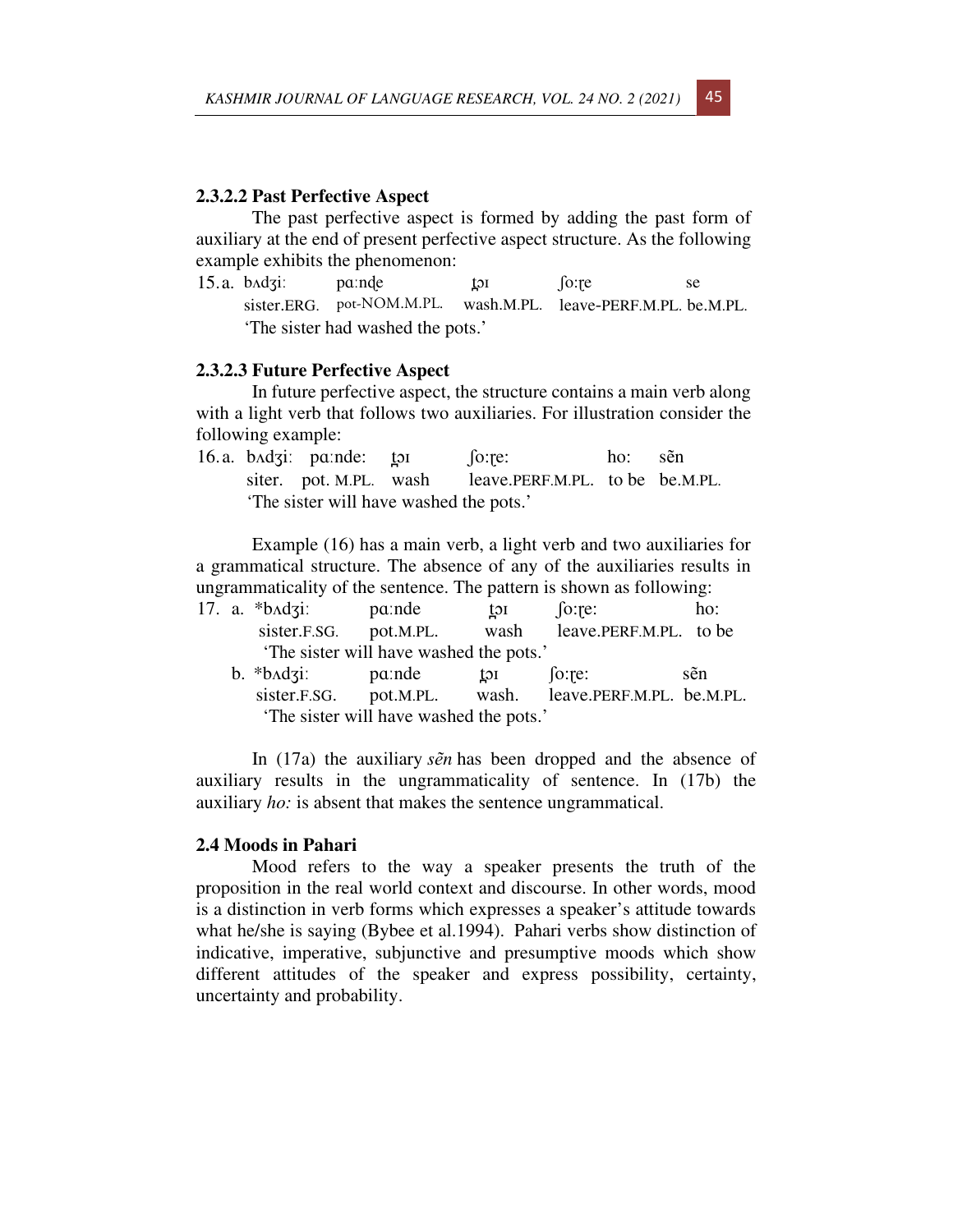### 2.3.2.2 Past Perfective Aspect

The past perfective aspect is formed by adding the past form of auxiliary at the end of present perfective aspect structure. As the following example exhibits the phenomenon:

15. a. bʌdʒiː pɑːnd̪e t̪ɔɪ ʃoːʈe se
    sister.ERG. pot-NOM.M.PL. wash.M.PL. leave-PERF.M.PL. be.M.PL.
    'The sister had washed the pots.'

### 2.3.2.3 Future Perfective Aspect

In future perfective aspect, the structure contains a main verb along with a light verb that follows two auxiliaries. For illustration consider the following example:

16. a. bʌdʒiː pɑːnde: t̪ɔɪ ʃoːʈe: hoː sẽn
    siter. pot. M.PL. wash leave.PERF.M.PL. to be be.M.PL.
    'The sister will have washed the pots.'

Example (16) has a main verb, a light verb and two auxiliaries for a grammatical structure. The absence of any of the auxiliaries results in ungrammaticality of the sentence. The pattern is shown as following:

17. a. *bʌdʒiː pɑːnde t̪ɔɪ ʃoːʈe: hoː
    sister.F.SG. pot.M.PL. wash leave.PERF.M.PL. to be
    'The sister will have washed the pots.'

    b. *bʌdʒiː pɑːnde t̪ɔɪ ʃoːʈe: sẽn
    sister.F.SG. pot.M.PL. wash. leave.PERF.M.PL. be.M.PL.
    'The sister will have washed the pots.'

In (17a) the auxiliary *sẽn* has been dropped and the absence of auxiliary results in the ungrammaticality of sentence. In (17b) the auxiliary *hoː* is absent that makes the sentence ungrammatical.

## 2.4 Moods in Pahari

Mood refers to the way a speaker presents the truth of the proposition in the real world context and discourse. In other words, mood is a distinction in verb forms which expresses a speaker's attitude towards what he/she is saying (Bybee et al.1994). Pahari verbs show distinction of indicative, imperative, subjunctive and presumptive moods which show different attitudes of the speaker and express possibility, certainty, uncertainty and probability.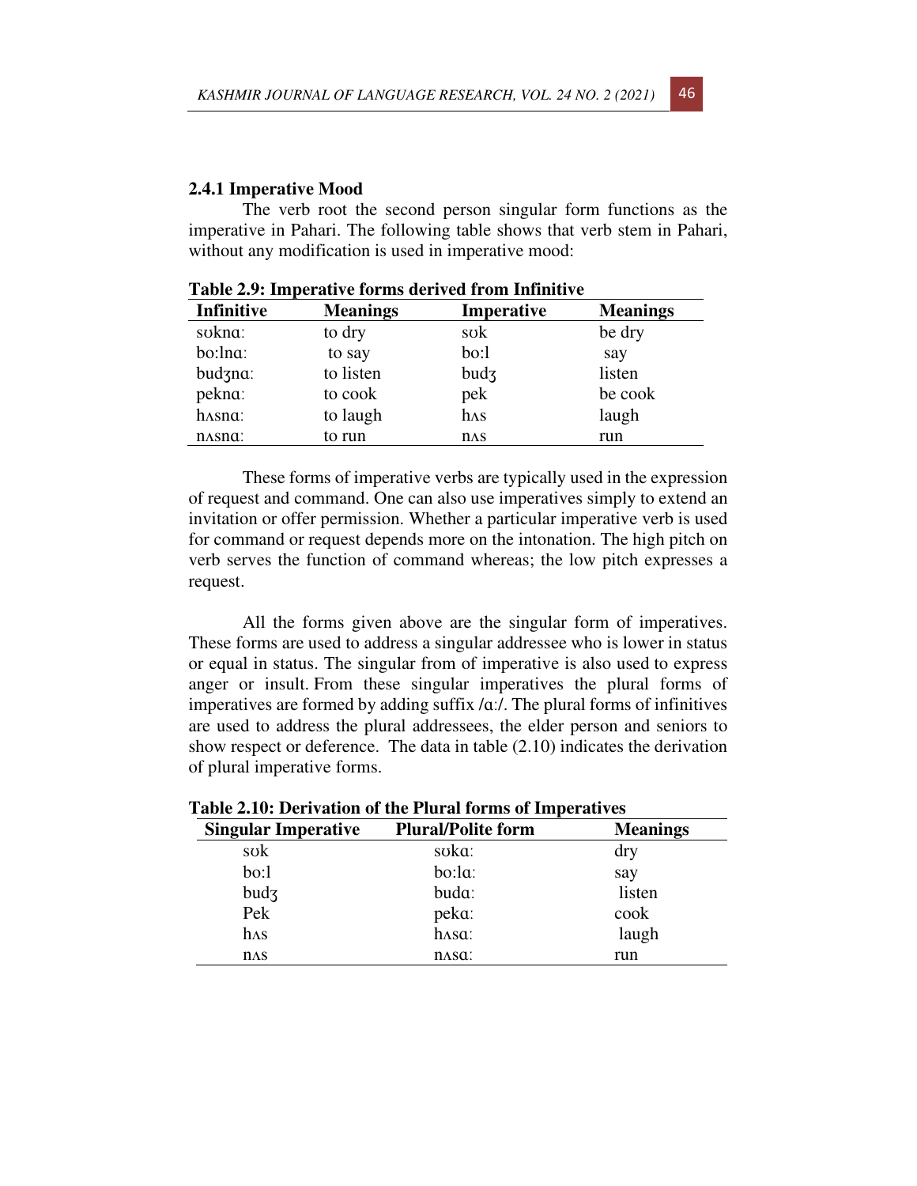### 2.4.1 Imperative Mood

The verb root the second person singular form functions as the imperative in Pahari. The following table shows that verb stem in Pahari, without any modification is used in imperative mood:

**Table 2.9: Imperative forms derived from Infinitive**

| Infinitive | Meanings | Imperative | Meanings |
|---|---|---|---|
| sʊknɑː | to dry | sʊk | be dry |
| boːlnɑː | to say | boːl | say |
| budʒnɑː | to listen | budʒ | listen |
| peknɑː | to cook | pek | be cook |
| hʌsnɑː | to laugh | hʌs | laugh |
| nʌsnɑː | to run | nʌs | run |

These forms of imperative verbs are typically used in the expression of request and command. One can also use imperatives simply to extend an invitation or offer permission. Whether a particular imperative verb is used for command or request depends more on the intonation. The high pitch on verb serves the function of command whereas; the low pitch expresses a request.

All the forms given above are the singular form of imperatives. These forms are used to address a singular addressee who is lower in status or equal in status. The singular from of imperative is also used to express anger or insult. From these singular imperatives the plural forms of imperatives are formed by adding suffix /ɑː/. The plural forms of infinitives are used to address the plural addressees, the elder person and seniors to show respect or deference. The data in table (2.10) indicates the derivation of plural imperative forms.

**Table 2.10: Derivation of the Plural forms of Imperatives**

| Singular Imperative | Plural/Polite form | Meanings |
|---|---|---|
| sʊk | sʊkɑː | dry |
| boːl | boːlɑː | say |
| budʒ | budɑː | listen |
| Pek | pekɑː | cook |
| hʌs | hʌsɑː | laugh |
| nʌs | nʌsɑː | run |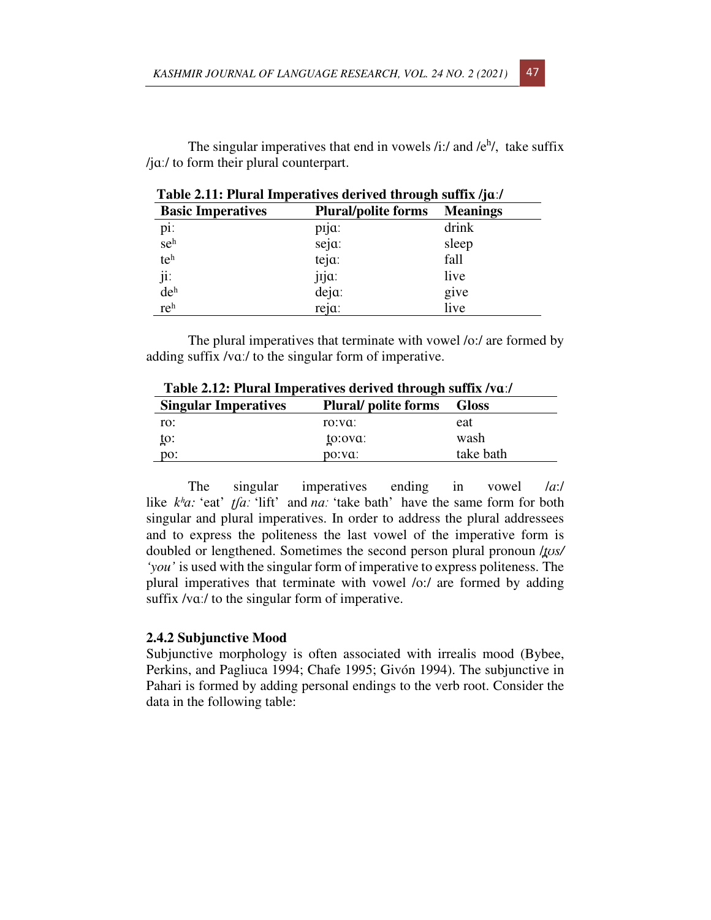The singular imperatives that end in vowels /iː/ and /eʰ/, take suffix /jɑː/ to form their plural counterpart.

**Table 2.11: Plural Imperatives derived through suffix /jɑː/**

| Basic Imperatives | Plural/polite forms | Meanings |
|---|---|---|
| piː | pɪjɑː | drink |
| seʰ | sejɑː | sleep |
| teʰ | tejɑː | fall |
| jiː | jɪjɑː | live |
| deʰ | dejɑː | give |
| reʰ | rejɑː | live |

The plural imperatives that terminate with vowel /oː/ are formed by adding suffix /vɑː/ to the singular form of imperative.

**Table 2.12: Plural Imperatives derived through suffix /vɑː/**

| Singular Imperatives | Plural/ polite forms | Gloss |
|---|---|---|
| roː | roːvɑː | eat |
| t̪oː | t̪oːovɑː | wash |
| poː | poːvɑː | take bath |

The singular imperatives ending in vowel /aː/ like *kʰaː* 'eat' *ʈʃaː* 'lift' and *naː* 'take bath' have the same form for both singular and plural imperatives. In order to address the plural addressees and to express the politeness the last vowel of the imperative form is doubled or lengthened. Sometimes the second person plural pronoun /*t̪ʊs/ 'you'* is used with the singular form of imperative to express politeness. The plural imperatives that terminate with vowel /oː/ are formed by adding suffix /vɑː/ to the singular form of imperative.

### 2.4.2 Subjunctive Mood

Subjunctive morphology is often associated with irrealis mood (Bybee, Perkins, and Pagliuca 1994; Chafe 1995; Givón 1994). The subjunctive in Pahari is formed by adding personal endings to the verb root. Consider the data in the following table: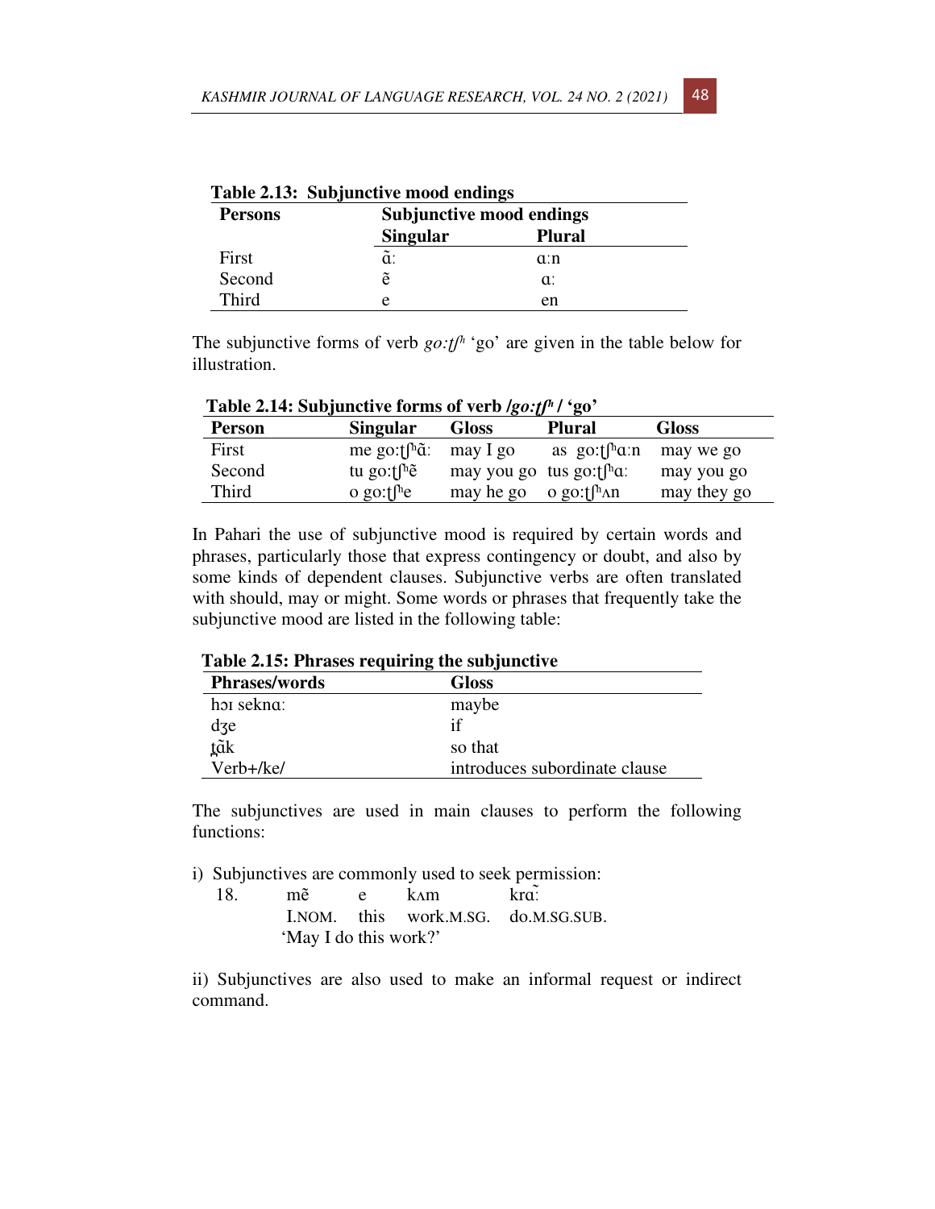**Table 2.13: Subjunctive mood endings**

| Persons | Subjunctive mood endings | |
|---|---|---|
| | **Singular** | **Plural** |
| First | ɑ̃ː | ɑːn |
| Second | ẽ | ɑː |
| Third | e | en |

The subjunctive forms of verb *go:tʃʰ* 'go' are given in the table below for illustration.

**Table 2.14: Subjunctive forms of verb /*go:tʃʰ*/ 'go'**

| Person | Singular | Gloss | Plural | Gloss |
|---|---|---|---|---|
| First | me go:tʃʰɑ̃ː | may I go | as go:tʃʰɑːn | may we go |
| Second | tu go:tʃʰẽ | may you go | tus go:tʃʰɑː | may you go |
| Third | o go:tʃʰe | may he go | o go:tʃʰʌn | may they go |

In Pahari the use of subjunctive mood is required by certain words and phrases, particularly those that express contingency or doubt, and also by some kinds of dependent clauses. Subjunctive verbs are often translated with should, may or might. Some words or phrases that frequently take the subjunctive mood are listed in the following table:

**Table 2.15: Phrases requiring the subjunctive**

| Phrases/words | Gloss |
|---|---|
| hɔɪ seknɑː | maybe |
| dʒe | if |
| t̪ɑ̃k | so that |
| Verb+/ke/ | introduces subordinate clause |

The subjunctives are used in main clauses to perform the following functions:

i) Subjunctives are commonly used to seek permission:

18. mẽ e kʌm krɑ̃ː
    I.NOM. this work.M.SG. do.M.SG.SUB.
    'May I do this work?'

ii) Subjunctives are also used to make an informal request or indirect command.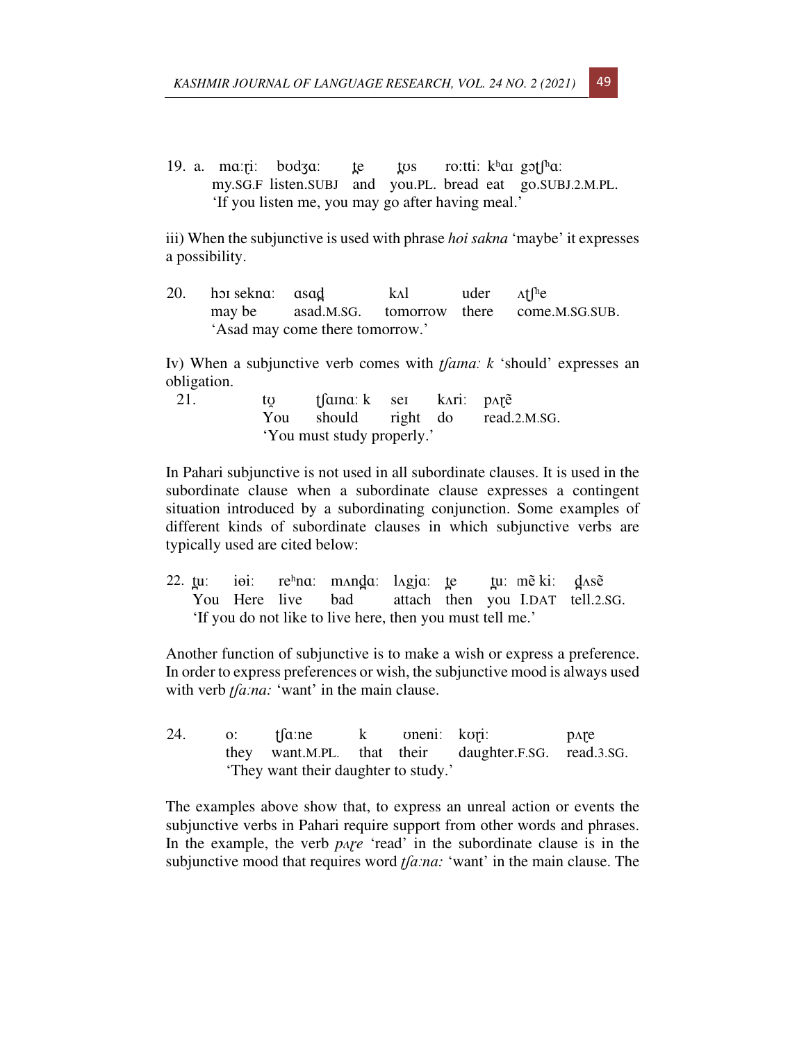19. a. mɑːr̥iː bʊdʒɑː t̪e t̪ʊs roːttiː kʰɑɪ gɔtʃʰɑː
my.SG.F listen.SUBJ and you.PL. bread eat go.SUBJ.2.M.PL.
'If you listen me, you may go after having meal.'

iii) When the subjunctive is used with phrase *hoi sakna* 'maybe' it expresses a possibility.

20. hɔɪ seknɑː ɑsɑd̪ kʌl uder ʌʈʃʰe
may be asad.M.SG. tomorrow there come.M.SG.SUB.
'Asad may come there tomorrow.'

Iv) When a subjunctive verb comes with *tʃaɪna: k* 'should' expresses an obligation.

21. tʊ̪ tʃɑɪnɑː k seɪ kʌriː pʌɽẽ
You should right do read.2.M.SG.
'You must study properly.'

In Pahari subjunctive is not used in all subordinate clauses. It is used in the subordinate clause when a subordinate clause expresses a contingent situation introduced by a subordinating conjunction. Some examples of different kinds of subordinate clauses in which subjunctive verbs are typically used are cited below:

22. t̪uː iɵiː reʰnɑː mʌnd̪ɑː lʌgjɑː t̪e t̪uː mẽ kiː d̪ʌsẽ
You Here live bad attach then you I.DAT tell.2.SG.
'If you do not like to live here, then you must tell me.'

Another function of subjunctive is to make a wish or express a preference. In order to express preferences or wish, the subjunctive mood is always used with verb *tʃaːna:* 'want' in the main clause.

24. oː tʃɑːne k ʊneniː kʊɽiː pʌɽe
they want.M.PL. that their daughter.F.SG. read.3.SG.
'They want their daughter to study.'

The examples above show that, to express an unreal action or events the subjunctive verbs in Pahari require support from other words and phrases. In the example, the verb *pʌɽe* 'read' in the subordinate clause is in the subjunctive mood that requires word *tʃaːna:* 'want' in the main clause. The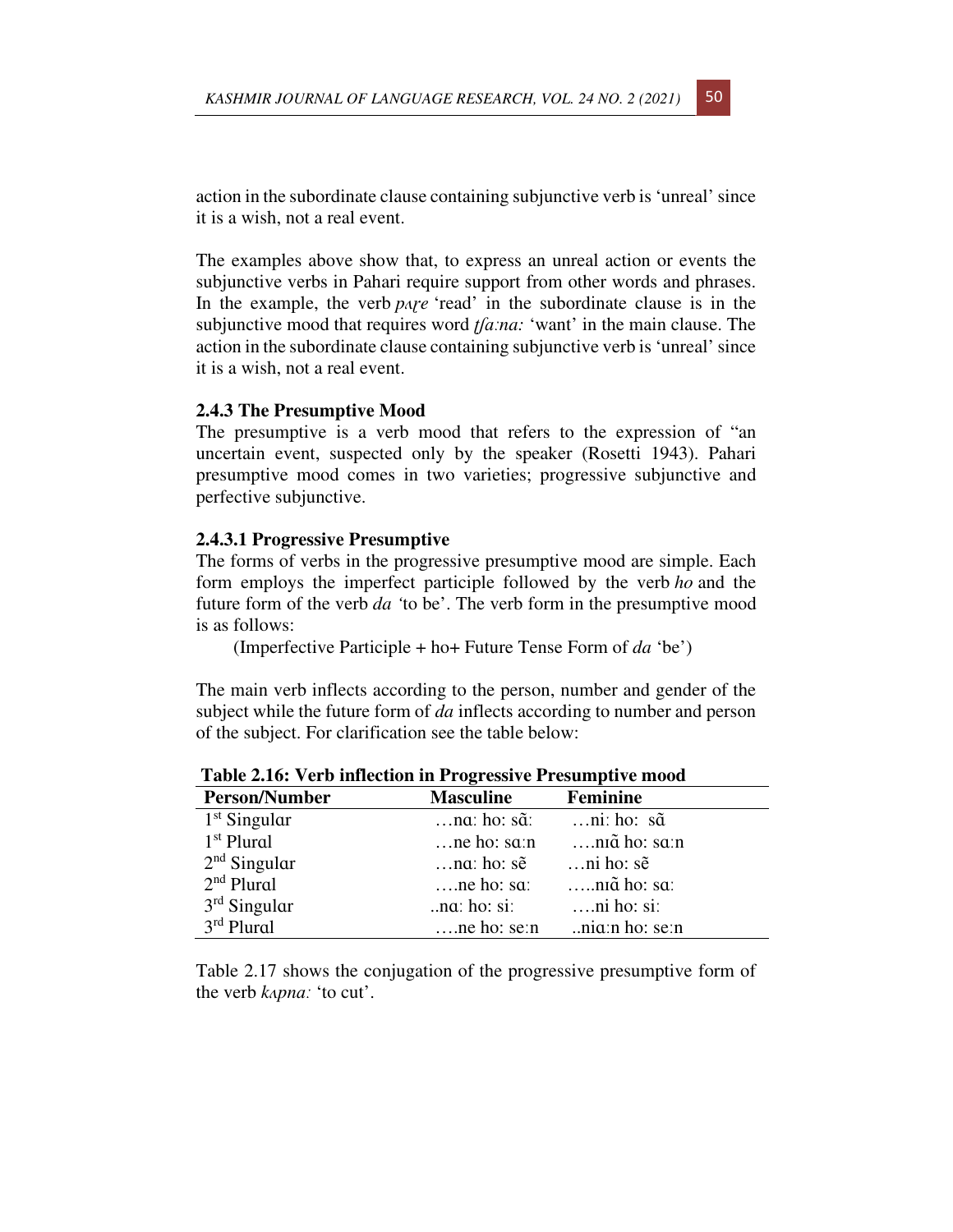action in the subordinate clause containing subjunctive verb is 'unreal' since it is a wish, not a real event.

The examples above show that, to express an unreal action or events the subjunctive verbs in Pahari require support from other words and phrases. In the example, the verb *pʌɽe* 'read' in the subordinate clause is in the subjunctive mood that requires word *tʃa:na:* 'want' in the main clause. The action in the subordinate clause containing subjunctive verb is 'unreal' since it is a wish, not a real event.

### 2.4.3 The Presumptive Mood

The presumptive is a verb mood that refers to the expression of "an uncertain event, suspected only by the speaker (Rosetti 1943). Pahari presumptive mood comes in two varieties; progressive subjunctive and perfective subjunctive.

#### 2.4.3.1 Progressive Presumptive

The forms of verbs in the progressive presumptive mood are simple. Each form employs the imperfect participle followed by the verb *ho* and the future form of the verb *da* 'to be'. The verb form in the presumptive mood is as follows:

(Imperfective Participle + ho+ Future Tense Form of *da* 'be')

The main verb inflects according to the person, number and gender of the subject while the future form of *da* inflects according to number and person of the subject. For clarification see the table below:

**Table 2.16: Verb inflection in Progressive Presumptive mood**

| Person/Number | Masculine | Feminine |
|---|---|---|
| 1st Singular | …nɑ: ho: sɑ̃: | …ni: ho: sɑ̃ |
| 1st Plural | …ne ho: sɑ:n | ….nɪɑ̃ ho: sɑ:n |
| 2nd Singular | …nɑ: ho: sẽ | …ni ho: sẽ |
| 2nd Plural | ….ne ho: sɑ: | …..nɪɑ̃ ho: sɑ: |
| 3rd Singular | ..nɑ: ho: si: | ….ni ho: si: |
| 3rd Plural | ….ne ho: se:n | ..niɑ:n ho: se:n |

Table 2.17 shows the conjugation of the progressive presumptive form of the verb *kʌpna:* 'to cut'.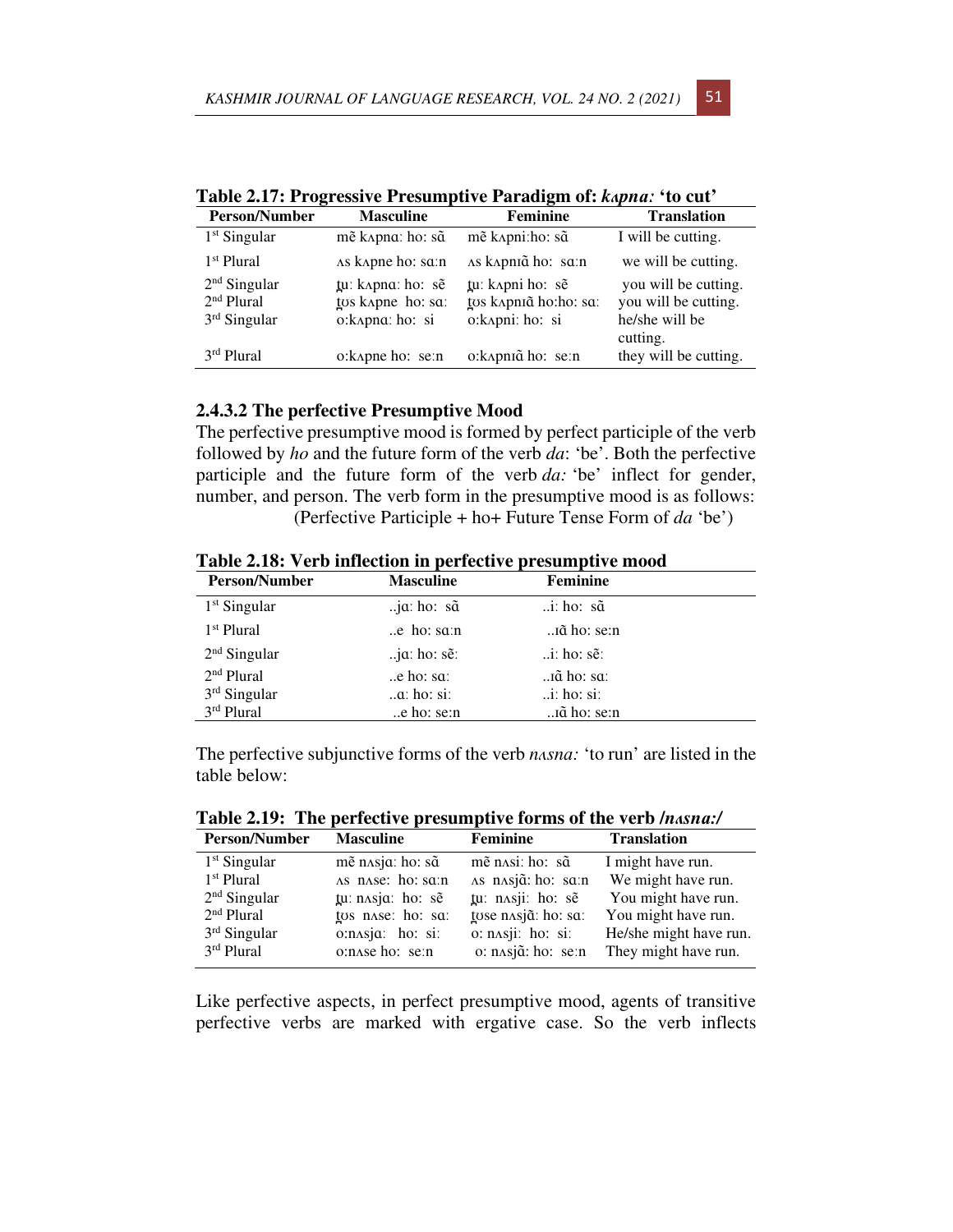**Table 2.17: Progressive Presumptive Paradigm of: *kʌpnaː* 'to cut'**

| Person/Number | Masculine | Feminine | Translation |
|---|---|---|---|
| 1st Singular | mẽ kʌpnaː hoː sɑ̃ | mẽ kʌpniːhoː sɑ̃ | I will be cutting. |
| 1st Plural | ʌs kʌpne hoː saːn | ʌs kʌpnɪɑ̃ hoː saːn | we will be cutting. |
| 2nd Singular | t̪uː kʌpnaː hoː sẽ | t̪uː kʌpni hoː sẽ | you will be cutting. |
| 2nd Plural | t̪ʊs kʌpne hoː saː | t̪ʊs kʌpnɪɑ̃ hoːhoː saː | you will be cutting. |
| 3rd Singular | oːkʌpnaː hoː si | oːkʌpniː hoː si | he/she will be cutting. |
| 3rd Plural | oːkʌpne hoː seːn | oːkʌpnɪɑ̃ hoː seːn | they will be cutting. |

### 2.4.3.2 The perfective Presumptive Mood

The perfective presumptive mood is formed by perfect participle of the verb followed by *ho* and the future form of the verb *da*: 'be'. Both the perfective participle and the future form of the verb *daː* 'be' inflect for gender, number, and person. The verb form in the presumptive mood is as follows:

(Perfective Participle + ho+ Future Tense Form of *da* 'be')

**Table 2.18: Verb inflection in perfective presumptive mood**

| Person/Number | Masculine | Feminine |
|---|---|---|
| 1st Singular | ..jaː hoː sɑ̃ | ..iː hoː sɑ̃ |
| 1st Plural | ..e hoː saːn | ..ɪɑ̃ hoː seːn |
| 2nd Singular | ..jaː hoː sẽː | ..iː hoː sẽː |
| 2nd Plural | ..e hoː saː | ..ɪɑ̃ hoː saː |
| 3rd Singular | ..aː hoː siː | ..iː hoː siː |
| 3rd Plural | ..e hoː seːn | ..ɪɑ̃ hoː seːn |

The perfective subjunctive forms of the verb *nʌsnaː* 'to run' are listed in the table below:

**Table 2.19: The perfective presumptive forms of the verb /*nʌsna:*/**

| Person/Number | Masculine | Feminine | Translation |
|---|---|---|---|
| 1st Singular | mẽ nʌsjaː hoː sɑ̃ | mẽ nʌsiː hoː sɑ̃ | I might have run. |
| 1st Plural | ʌs nʌseː hoː saːn | ʌs nʌsjɑ̃ː hoː saːn | We might have run. |
| 2nd Singular | t̪uː nʌsjaː hoː sẽ | t̪uː nʌsjiː hoː sẽ | You might have run. |
| 2nd Plural | t̪ʊs nʌseː hoː saː | t̪ʊse nʌsjɑ̃ː hoː saː | You might have run. |
| 3rd Singular | oːnʌsjaː hoː siː | oː nʌsjiː hoː siː | He/she might have run. |
| 3rd Plural | oːnʌse hoː seːn | oː nʌsjɑ̃ː hoː seːn | They might have run. |

Like perfective aspects, in perfect presumptive mood, agents of transitive perfective verbs are marked with ergative case. So the verb inflects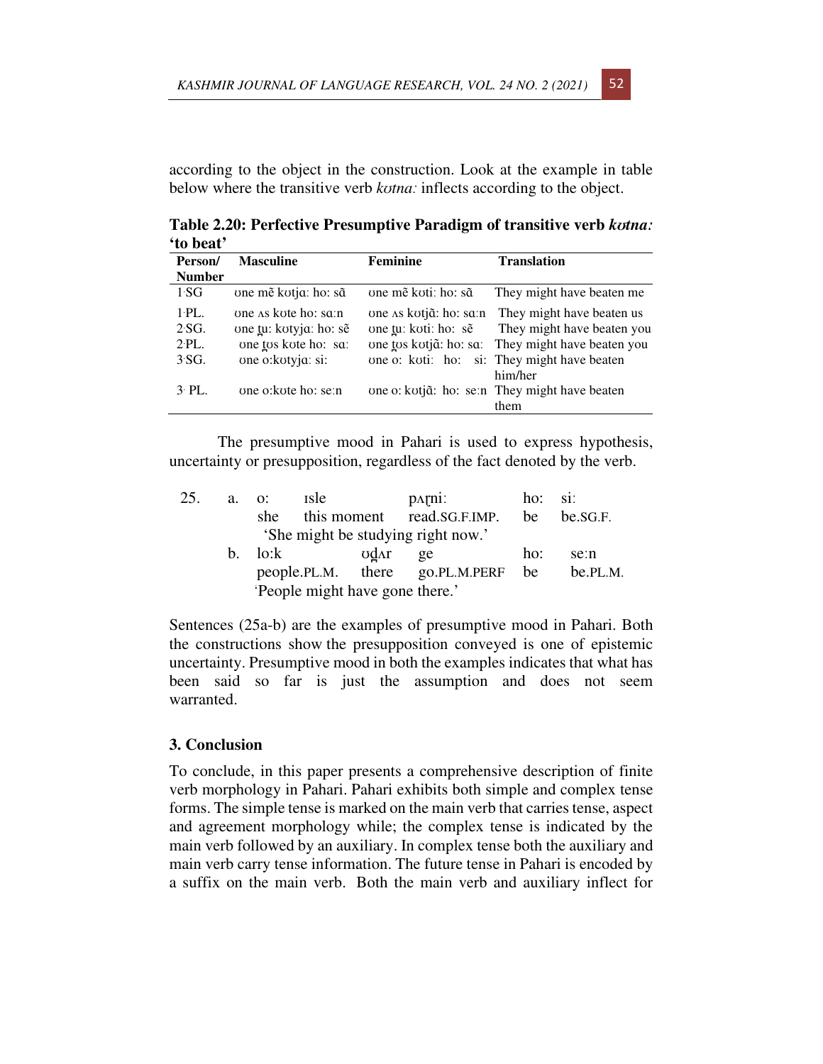according to the object in the construction. Look at the example in table below where the transitive verb *kʊtna:* inflects according to the object.

**Table 2.20: Perfective Presumptive Paradigm of transitive verb *kʊtna:* 'to beat'**

| Person/ Number | Masculine | Feminine | Translation |
|---|---|---|---|
| 1.SG | ʊne mẽ kʊtjɑ: ho: sɑ̃ | ʊne mẽ kʊti: ho: sɑ̃ | They might have beaten me |
| 1.PL. | ʊne ʌs kʊte ho: sɑ:n | ʊne ʌs kʊtjɑ̃: ho: sɑ:n | They might have beaten us |
| 2.SG. | ʊne t̪u: kʊtyjɑ: ho: sẽ | ʊne t̪u: kʊti: ho: sẽ | They might have beaten you |
| 2.PL. | ʊne t̪ʊs kʊte ho: sɑ: | ʊne t̪ʊs kʊtjɑ̃: ho: sɑ: | They might have beaten you |
| 3.SG. | ʊne o:kʊtyjɑ: si: | ʊne o: kʊti: ho: si: | They might have beaten him/her |
| 3. PL. | ʊne o:kʊte ho: se:n | ʊne o: kʊtjɑ̃: ho: se:n | They might have beaten them |

The presumptive mood in Pahari is used to express hypothesis, uncertainty or presupposition, regardless of the fact denoted by the verb.

25. a. o: ɪsle pʌɽni: ho: si:
 she this moment read.SG.F.IMP. be be.SG.F.
 'She might be studying right now.'

 b. lo:k ʊd̪ʌr ge ho: se:n
 people.PL.M. there go.PL.M.PERF be be.PL.M.
 'People might have gone there.'

Sentences (25a-b) are the examples of presumptive mood in Pahari. Both the constructions show the presupposition conveyed is one of epistemic uncertainty. Presumptive mood in both the examples indicates that what has been said so far is just the assumption and does not seem warranted.

### 3. Conclusion

To conclude, in this paper presents a comprehensive description of finite verb morphology in Pahari. Pahari exhibits both simple and complex tense forms. The simple tense is marked on the main verb that carries tense, aspect and agreement morphology while; the complex tense is indicated by the main verb followed by an auxiliary. In complex tense both the auxiliary and main verb carry tense information. The future tense in Pahari is encoded by a suffix on the main verb. Both the main verb and auxiliary inflect for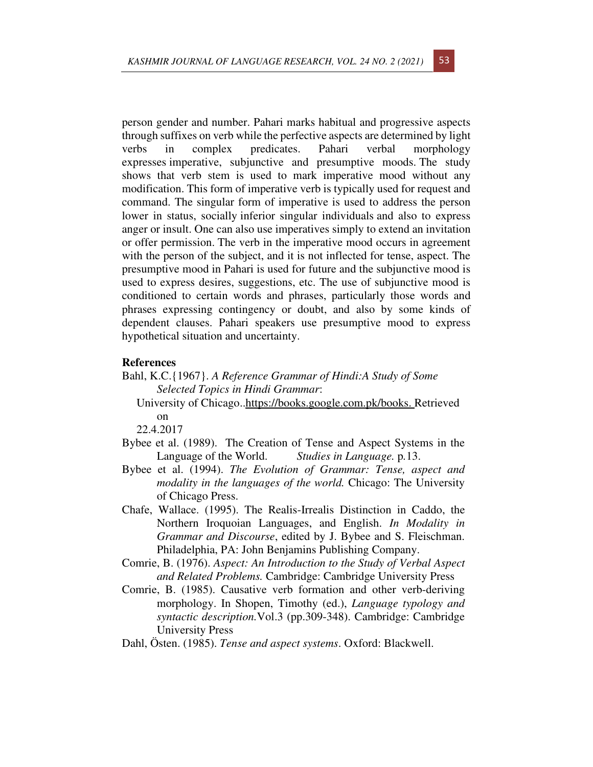person gender and number. Pahari marks habitual and progressive aspects through suffixes on verb while the perfective aspects are determined by light verbs in complex predicates. Pahari verbal morphology expresses imperative, subjunctive and presumptive moods. The study shows that verb stem is used to mark imperative mood without any modification. This form of imperative verb is typically used for request and command. The singular form of imperative is used to address the person lower in status, socially inferior singular individuals and also to express anger or insult. One can also use imperatives simply to extend an invitation or offer permission. The verb in the imperative mood occurs in agreement with the person of the subject, and it is not inflected for tense, aspect. The presumptive mood in Pahari is used for future and the subjunctive mood is used to express desires, suggestions, etc. The use of subjunctive mood is conditioned to certain words and phrases, particularly those words and phrases expressing contingency or doubt, and also by some kinds of dependent clauses. Pahari speakers use presumptive mood to express hypothetical situation and uncertainty.

**References**

Bahl, K.C.{1967}. *A Reference Grammar of Hindi:A Study of Some Selected Topics in Hindi Grammar*: University of Chicago..https://books.google.com.pk/books. Retrieved on 22.4.2017

Bybee et al. (1989). The Creation of Tense and Aspect Systems in the Language of the World. *Studies in Language.* p.13.

Bybee et al. (1994). *The Evolution of Grammar: Tense, aspect and modality in the languages of the world.* Chicago: The University of Chicago Press.

Chafe, Wallace. (1995). The Realis-Irrealis Distinction in Caddo, the Northern Iroquoian Languages, and English. *In Modality in Grammar and Discourse*, edited by J. Bybee and S. Fleischman. Philadelphia, PA: John Benjamins Publishing Company.

Comrie, B. (1976). *Aspect: An Introduction to the Study of Verbal Aspect and Related Problems.* Cambridge: Cambridge University Press

Comrie, B. (1985). Causative verb formation and other verb-deriving morphology. In Shopen, Timothy (ed.), *Language typology and syntactic description.*Vol.3 (pp.309-348). Cambridge: Cambridge University Press

Dahl, Östen. (1985). *Tense and aspect systems*. Oxford: Blackwell.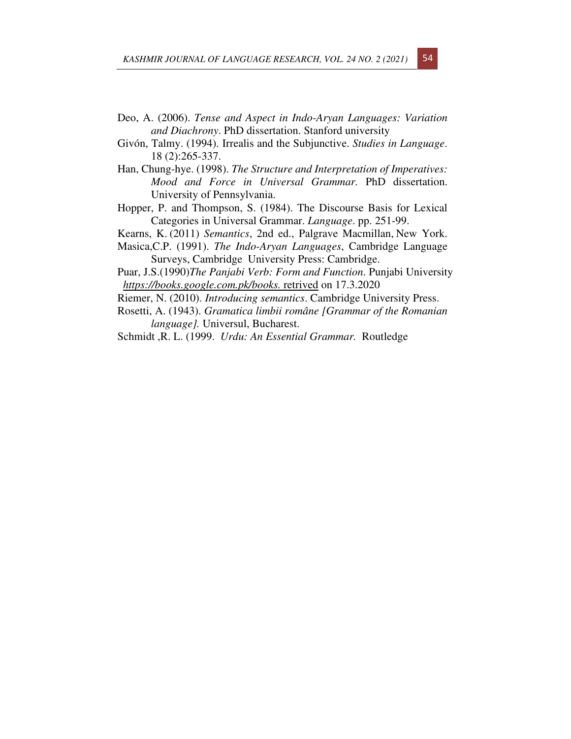Deo, A. (2006). *Tense and Aspect in Indo-Aryan Languages: Variation and Diachrony*. PhD dissertation. Stanford university

Givón, Talmy. (1994). Irrealis and the Subjunctive. *Studies in Language*. 18 (2):265-337.

Han, Chung-hye. (1998). *The Structure and Interpretation of Imperatives: Mood and Force in Universal Grammar.* PhD dissertation. University of Pennsylvania.

Hopper, P. and Thompson, S. (1984). The Discourse Basis for Lexical Categories in Universal Grammar. *Language*. pp. 251-99.

Kearns, K. (2011) *Semantics*, 2nd ed., Palgrave Macmillan, New York.

Masica,C.P. (1991). *The Indo-Aryan Languages*, Cambridge Language Surveys, Cambridge University Press: Cambridge.

Puar, J.S.(1990)*The Panjabi Verb: Form and Function*. Punjabi University *https://books.google.com.pk/books.* retrived on 17.3.2020

Riemer, N. (2010). *Introducing semantics*. Cambridge University Press.

Rosetti, A. (1943). *Gramatica limbii române [Grammar of the Romanian language].* Universul, Bucharest.

Schmidt ,R. L. (1999. *Urdu: An Essential Grammar.* Routledge